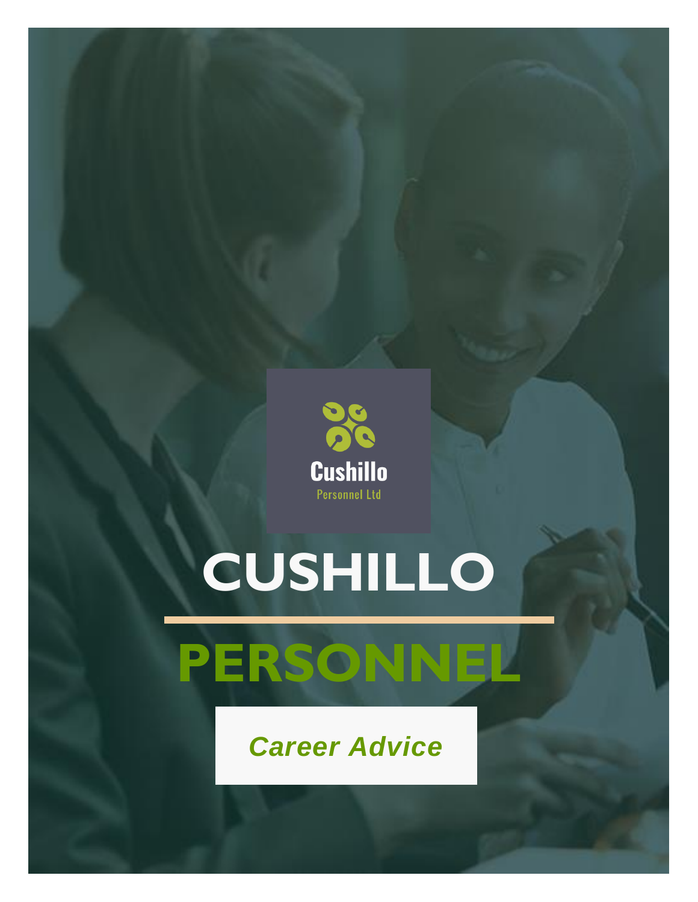Cushillo

Personnel Ltd

# CUSHILLO

# PERSONNEL

***Career Advice***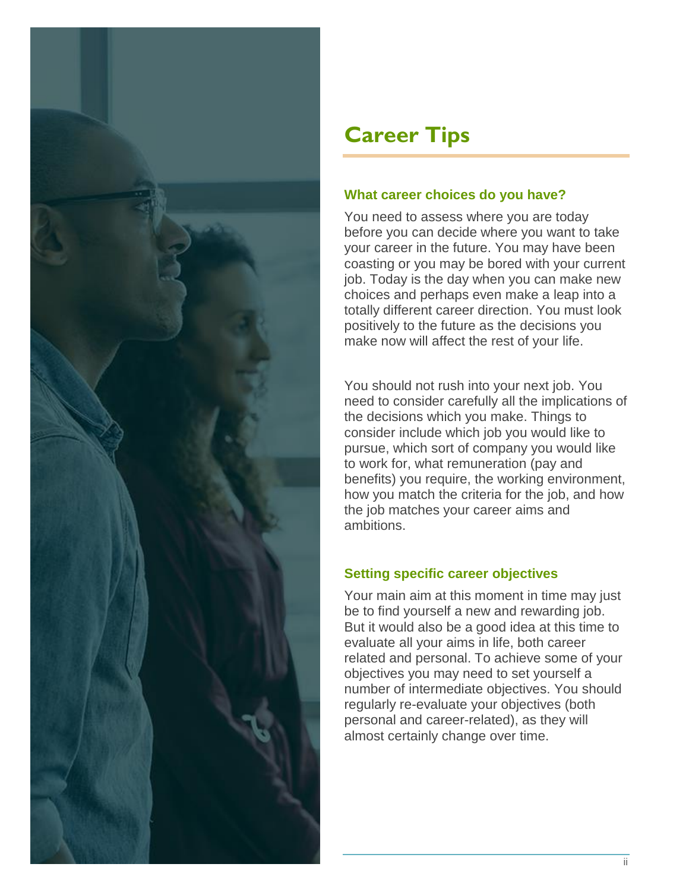# Career Tips

### What career choices do you have?

You need to assess where you are today before you can decide where you want to take your career in the future. You may have been coasting or you may be bored with your current job. Today is the day when you can make new choices and perhaps even make a leap into a totally different career direction. You must look positively to the future as the decisions you make now will affect the rest of your life.

You should not rush into your next job. You need to consider carefully all the implications of the decisions which you make. Things to consider include which job you would like to pursue, which sort of company you would like to work for, what remuneration (pay and benefits) you require, the working environment, how you match the criteria for the job, and how the job matches your career aims and ambitions.

### Setting specific career objectives

Your main aim at this moment in time may just be to find yourself a new and rewarding job. But it would also be a good idea at this time to evaluate all your aims in life, both career related and personal. To achieve some of your objectives you may need to set yourself a number of intermediate objectives. You should regularly re-evaluate your objectives (both personal and career-related), as they will almost certainly change over time.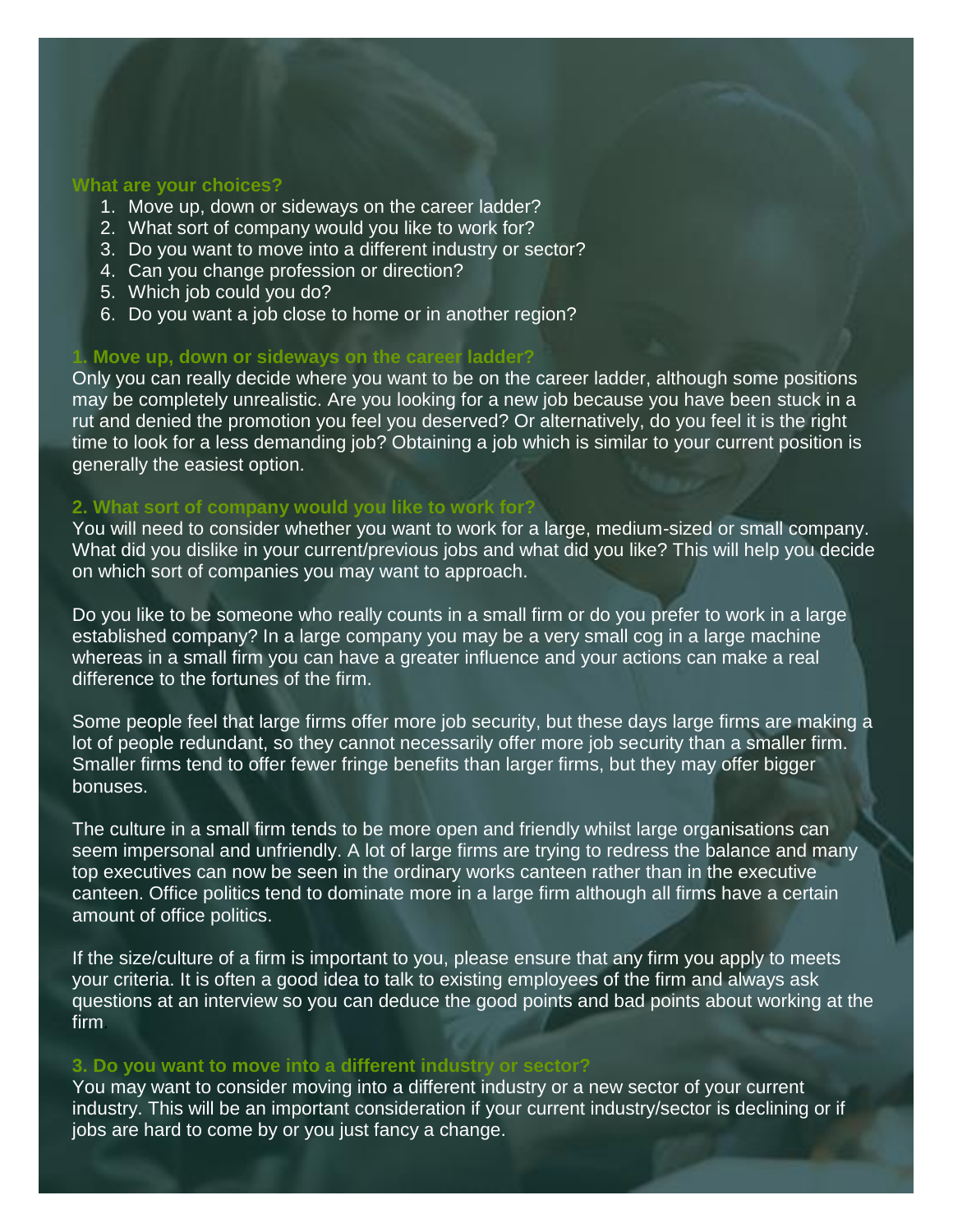## What are your choices?

1. Move up, down or sideways on the career ladder?
2. What sort of company would you like to work for?
3. Do you want to move into a different industry or sector?
4. Can you change profession or direction?
5. Which job could you do?
6. Do you want a job close to home or in another region?

### 1. Move up, down or sideways on the career ladder?

Only you can really decide where you want to be on the career ladder, although some positions may be completely unrealistic. Are you looking for a new job because you have been stuck in a rut and denied the promotion you feel you deserved? Or alternatively, do you feel it is the right time to look for a less demanding job? Obtaining a job which is similar to your current position is generally the easiest option.

### 2. What sort of company would you like to work for?

You will need to consider whether you want to work for a large, medium-sized or small company. What did you dislike in your current/previous jobs and what did you like? This will help you decide on which sort of companies you may want to approach.

Do you like to be someone who really counts in a small firm or do you prefer to work in a large established company? In a large company you may be a very small cog in a large machine whereas in a small firm you can have a greater influence and your actions can make a real difference to the fortunes of the firm.

Some people feel that large firms offer more job security, but these days large firms are making a lot of people redundant, so they cannot necessarily offer more job security than a smaller firm. Smaller firms tend to offer fewer fringe benefits than larger firms, but they may offer bigger bonuses.

The culture in a small firm tends to be more open and friendly whilst large organisations can seem impersonal and unfriendly. A lot of large firms are trying to redress the balance and many top executives can now be seen in the ordinary works canteen rather than in the executive canteen. Office politics tend to dominate more in a large firm although all firms have a certain amount of office politics.

If the size/culture of a firm is important to you, please ensure that any firm you apply to meets your criteria. It is often a good idea to talk to existing employees of the firm and always ask questions at an interview so you can deduce the good points and bad points about working at the firm.

### 3. Do you want to move into a different industry or sector?

You may want to consider moving into a different industry or a new sector of your current industry. This will be an important consideration if your current industry/sector is declining or if jobs are hard to come by or you just fancy a change.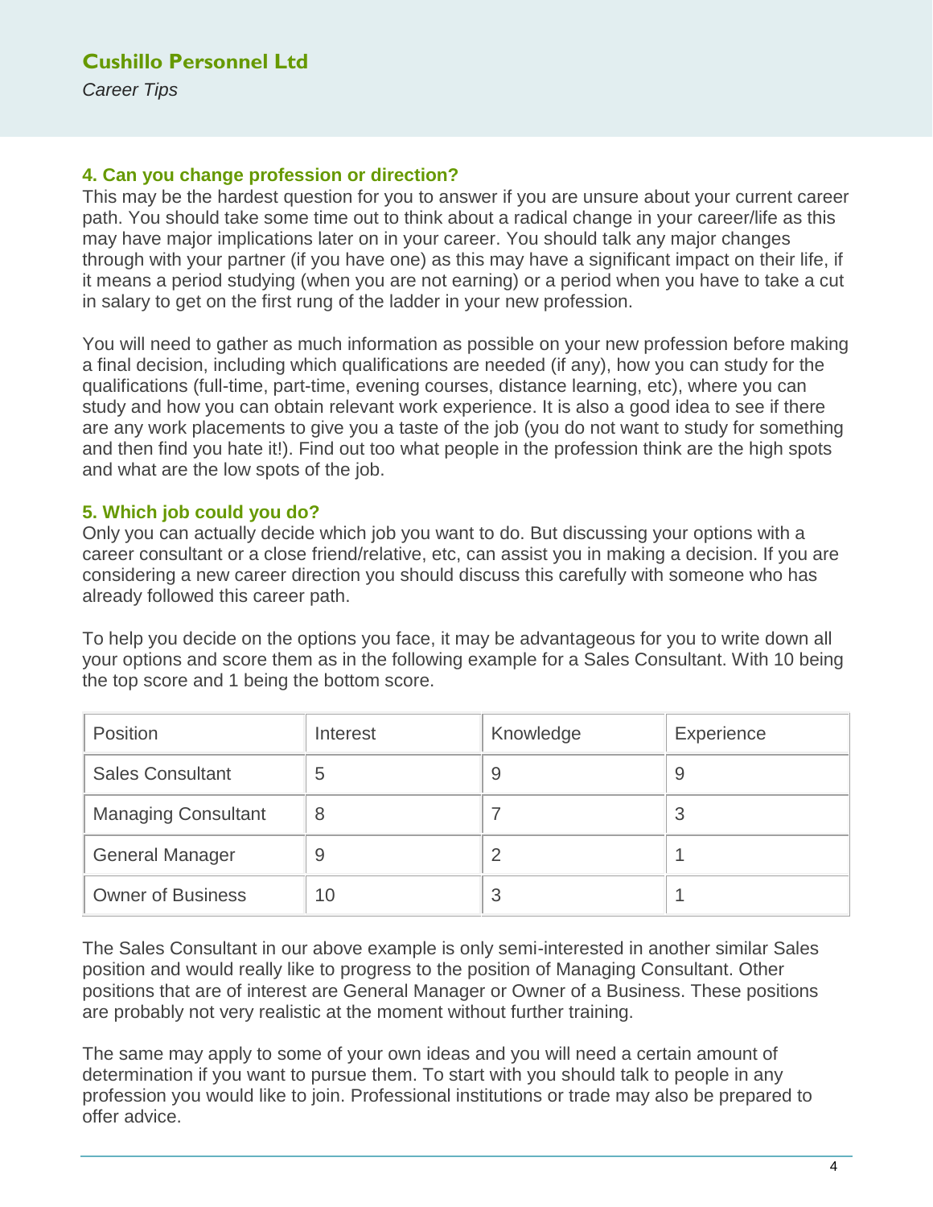## 4. Can you change profession or direction?

This may be the hardest question for you to answer if you are unsure about your current career path. You should take some time out to think about a radical change in your career/life as this may have major implications later on in your career. You should talk any major changes through with your partner (if you have one) as this may have a significant impact on their life, if it means a period studying (when you are not earning) or a period when you have to take a cut in salary to get on the first rung of the ladder in your new profession.

You will need to gather as much information as possible on your new profession before making a final decision, including which qualifications are needed (if any), how you can study for the qualifications (full-time, part-time, evening courses, distance learning, etc), where you can study and how you can obtain relevant work experience. It is also a good idea to see if there are any work placements to give you a taste of the job (you do not want to study for something and then find you hate it!). Find out too what people in the profession think are the high spots and what are the low spots of the job.

## 5. Which job could you do?

Only you can actually decide which job you want to do. But discussing your options with a career consultant or a close friend/relative, etc, can assist you in making a decision. If you are considering a new career direction you should discuss this carefully with someone who has already followed this career path.

To help you decide on the options you face, it may be advantageous for you to write down all your options and score them as in the following example for a Sales Consultant. With 10 being the top score and 1 being the bottom score.

| Position | Interest | Knowledge | Experience |
|---|---|---|---|
| Sales Consultant | 5 | 9 | 9 |
| Managing Consultant | 8 | 7 | 3 |
| General Manager | 9 | 2 | 1 |
| Owner of Business | 10 | 3 | 1 |

The Sales Consultant in our above example is only semi-interested in another similar Sales position and would really like to progress to the position of Managing Consultant. Other positions that are of interest are General Manager or Owner of a Business. These positions are probably not very realistic at the moment without further training.

The same may apply to some of your own ideas and you will need a certain amount of determination if you want to pursue them. To start with you should talk to people in any profession you would like to join. Professional institutions or trade may also be prepared to offer advice.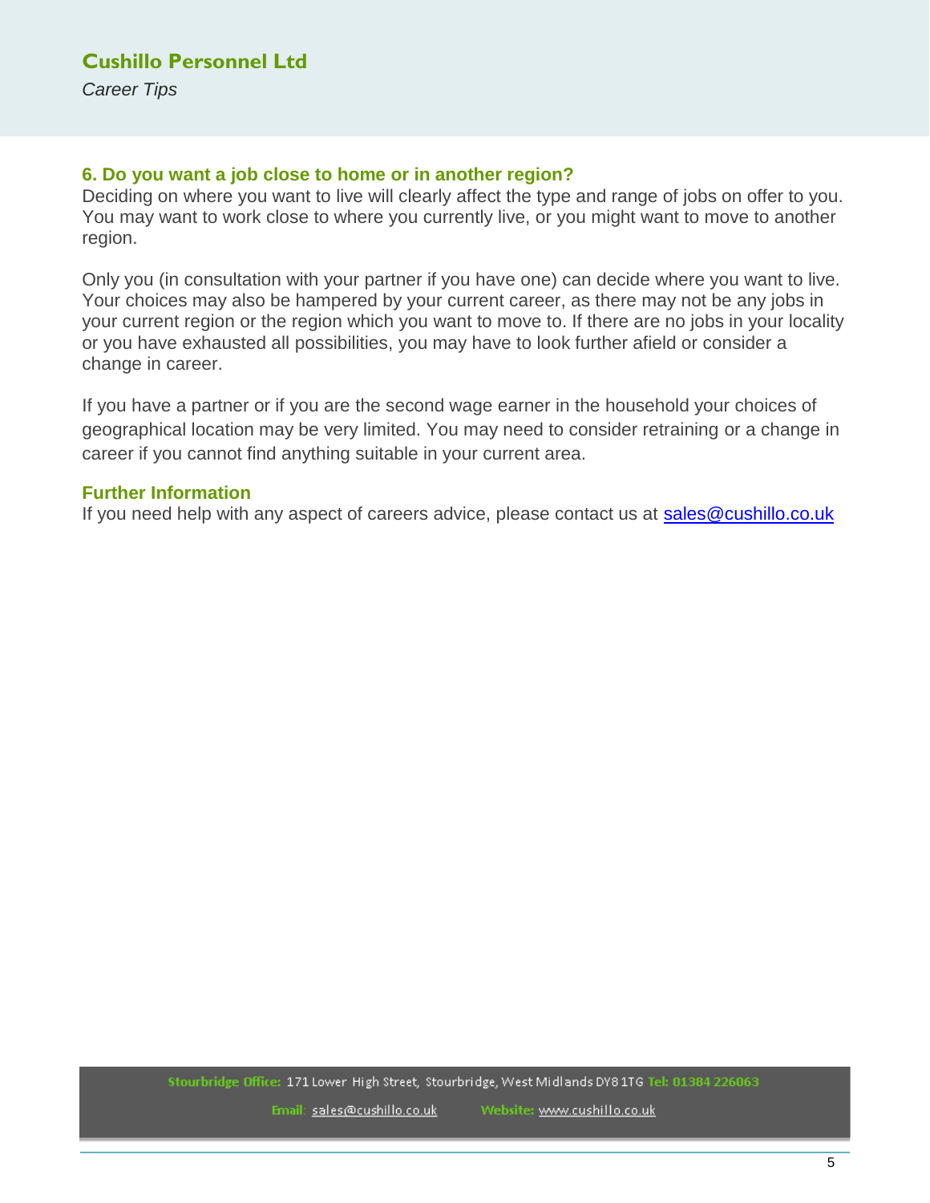### 6. Do you want a job close to home or in another region?

Deciding on where you want to live will clearly affect the type and range of jobs on offer to you. You may want to work close to where you currently live, or you might want to move to another region.

Only you (in consultation with your partner if you have one) can decide where you want to live. Your choices may also be hampered by your current career, as there may not be any jobs in your current region or the region which you want to move to. If there are no jobs in your locality or you have exhausted all possibilities, you may have to look further afield or consider a change in career.

If you have a partner or if you are the second wage earner in the household your choices of geographical location may be very limited. You may need to consider retraining or a change in career if you cannot find anything suitable in your current area.

### Further Information

If you need help with any aspect of careers advice, please contact us at sales@cushillo.co.uk